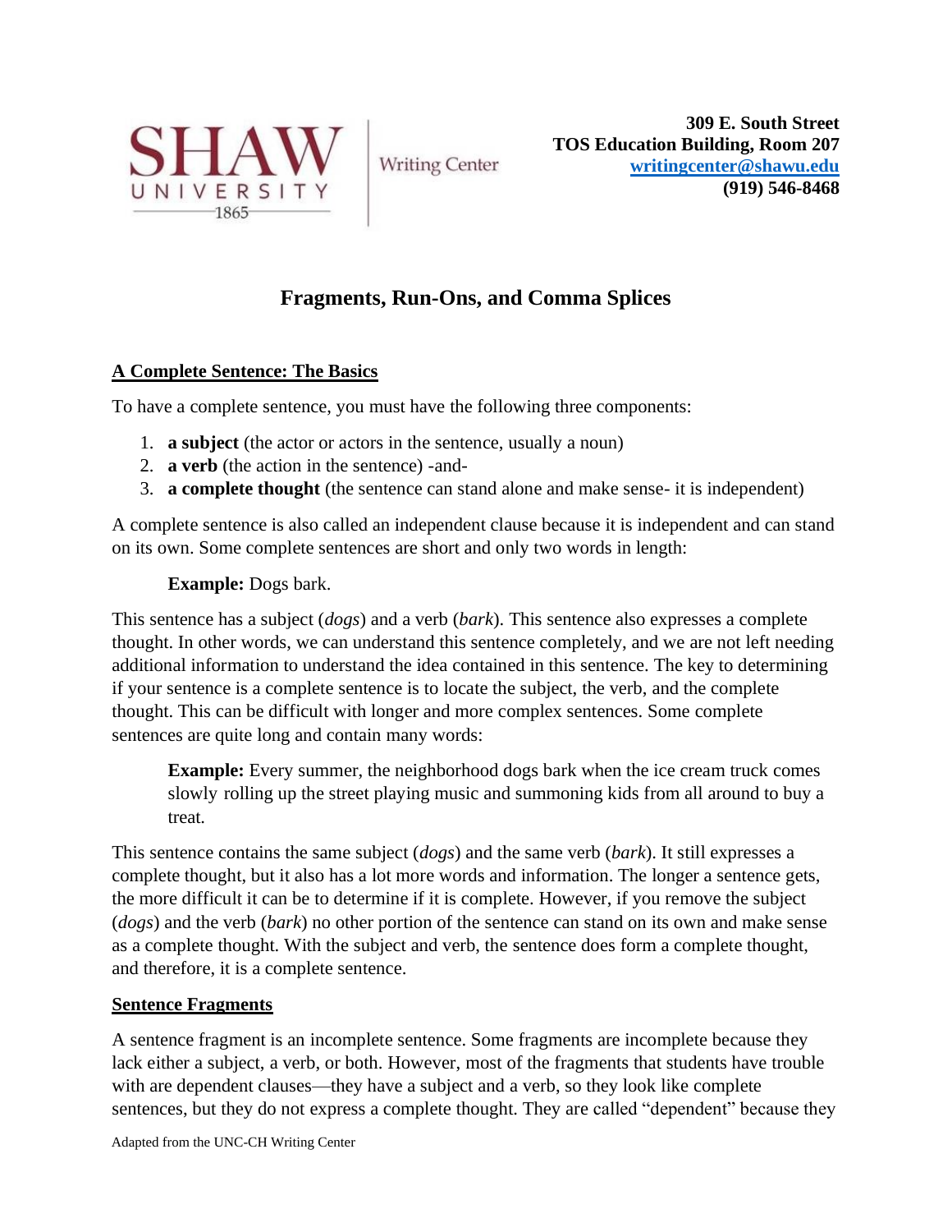SHAW UNIVERSITY 1865 | Writing Center

**309 E. South Street**
**TOS Education Building, Room 207**
**[writingcenter@shawu.edu](mailto:writingcenter@shawu.edu)**
**(919) 546-8468**

# Fragments, Run-Ons, and Comma Splices

## A Complete Sentence: The Basics

To have a complete sentence, you must have the following three components:

1. **a subject** (the actor or actors in the sentence, usually a noun)
2. **a verb** (the action in the sentence) -and-
3. **a complete thought** (the sentence can stand alone and make sense- it is independent)

A complete sentence is also called an independent clause because it is independent and can stand on its own. Some complete sentences are short and only two words in length:

> **Example:** Dogs bark.

This sentence has a subject (*dogs*) and a verb (*bark*). This sentence also expresses a complete thought. In other words, we can understand this sentence completely, and we are not left needing additional information to understand the idea contained in this sentence. The key to determining if your sentence is a complete sentence is to locate the subject, the verb, and the complete thought. This can be difficult with longer and more complex sentences. Some complete sentences are quite long and contain many words:

> **Example:** Every summer, the neighborhood dogs bark when the ice cream truck comes slowly rolling up the street playing music and summoning kids from all around to buy a treat.

This sentence contains the same subject (*dogs*) and the same verb (*bark*). It still expresses a complete thought, but it also has a lot more words and information. The longer a sentence gets, the more difficult it can be to determine if it is complete. However, if you remove the subject (*dogs*) and the verb (*bark*) no other portion of the sentence can stand on its own and make sense as a complete thought. With the subject and verb, the sentence does form a complete thought, and therefore, it is a complete sentence.

## Sentence Fragments

A sentence fragment is an incomplete sentence. Some fragments are incomplete because they lack either a subject, a verb, or both. However, most of the fragments that students have trouble with are dependent clauses—they have a subject and a verb, so they look like complete sentences, but they do not express a complete thought. They are called "dependent" because they

Adapted from the UNC-CH Writing Center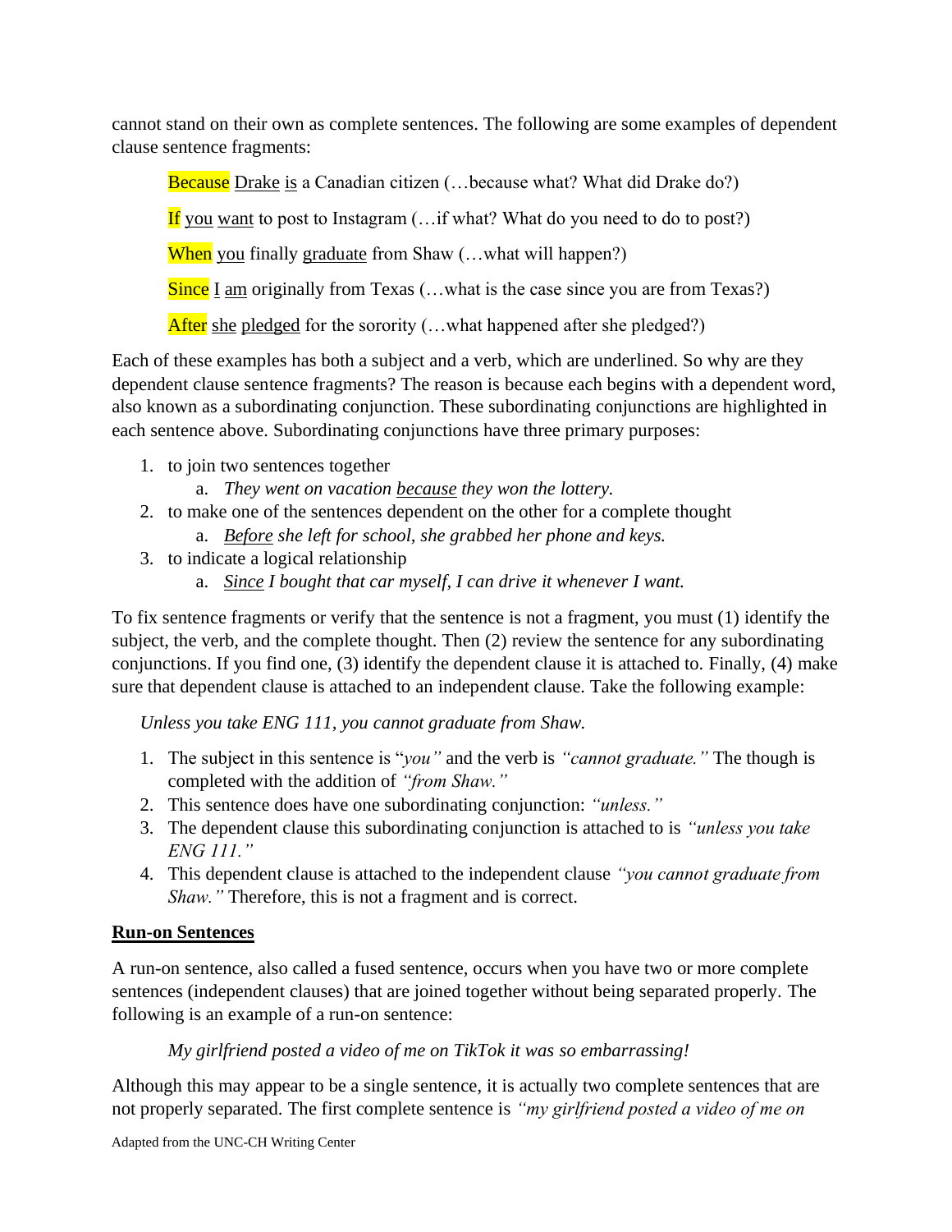cannot stand on their own as complete sentences. The following are some examples of dependent clause sentence fragments:

> Because Drake is a Canadian citizen (…because what? What did Drake do?)
>
> If you want to post to Instagram (…if what? What do you need to do to post?)
>
> When you finally graduate from Shaw (…what will happen?)
>
> Since I am originally from Texas (…what is the case since you are from Texas?)
>
> After she pledged for the sorority (…what happened after she pledged?)

Each of these examples has both a subject and a verb, which are underlined. So why are they dependent clause sentence fragments? The reason is because each begins with a dependent word, also known as a subordinating conjunction. These subordinating conjunctions are highlighted in each sentence above. Subordinating conjunctions have three primary purposes:

1. to join two sentences together
    a. *They went on vacation because they won the lottery.*
2. to make one of the sentences dependent on the other for a complete thought
    a. *Before she left for school, she grabbed her phone and keys.*
3. to indicate a logical relationship
    a. *Since I bought that car myself, I can drive it whenever I want.*

To fix sentence fragments or verify that the sentence is not a fragment, you must (1) identify the subject, the verb, and the complete thought. Then (2) review the sentence for any subordinating conjunctions. If you find one, (3) identify the dependent clause it is attached to. Finally, (4) make sure that dependent clause is attached to an independent clause. Take the following example:

*Unless you take ENG 111, you cannot graduate from Shaw.*

1. The subject in this sentence is "*you"* and the verb is *"cannot graduate."* The though is completed with the addition of *"from Shaw."*
2. This sentence does have one subordinating conjunction: *"unless."*
3. The dependent clause this subordinating conjunction is attached to is *"unless you take ENG 111."*
4. This dependent clause is attached to the independent clause *"you cannot graduate from Shaw."* Therefore, this is not a fragment and is correct.

## Run-on Sentences

A run-on sentence, also called a fused sentence, occurs when you have two or more complete sentences (independent clauses) that are joined together without being separated properly. The following is an example of a run-on sentence:

> *My girlfriend posted a video of me on TikTok it was so embarrassing!*

Although this may appear to be a single sentence, it is actually two complete sentences that are not properly separated. The first complete sentence is *"my girlfriend posted a video of me on*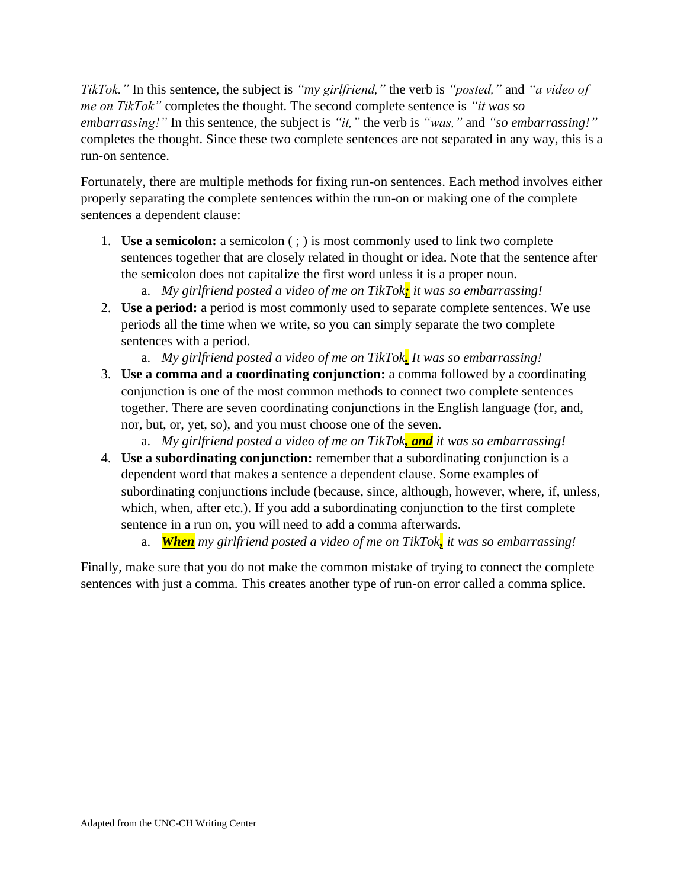*TikTok."* In this sentence, the subject is *"my girlfriend,"* the verb is *"posted,"* and *"a video of me on TikTok"* completes the thought. The second complete sentence is *"it was so embarrassing!"* In this sentence, the subject is *"it,"* the verb is *"was,"* and *"so embarrassing!"* completes the thought. Since these two complete sentences are not separated in any way, this is a run-on sentence.

Fortunately, there are multiple methods for fixing run-on sentences. Each method involves either properly separating the complete sentences within the run-on or making one of the complete sentences a dependent clause:

1. **Use a semicolon:** a semicolon ( ; ) is most commonly used to link two complete sentences together that are closely related in thought or idea. Note that the sentence after the semicolon does not capitalize the first word unless it is a proper noun.
   a. *My girlfriend posted a video of me on TikTok**;** it was so embarrassing!*
2. **Use a period:** a period is most commonly used to separate complete sentences. We use periods all the time when we write, so you can simply separate the two complete sentences with a period.
   a. *My girlfriend posted a video of me on TikTok**.** It was so embarrassing!*
3. **Use a comma and a coordinating conjunction:** a comma followed by a coordinating conjunction is one of the most common methods to connect two complete sentences together. There are seven coordinating conjunctions in the English language (for, and, nor, but, or, yet, so), and you must choose one of the seven.
   a. *My girlfriend posted a video of me on TikTok**, and** it was so embarrassing!*
4. **Use a subordinating conjunction:** remember that a subordinating conjunction is a dependent word that makes a sentence a dependent clause. Some examples of subordinating conjunctions include (because, since, although, however, where, if, unless, which, when, after etc.). If you add a subordinating conjunction to the first complete sentence in a run on, you will need to add a comma afterwards.
   a. ***When** my girlfriend posted a video of me on TikTok**,** it was so embarrassing!*

Finally, make sure that you do not make the common mistake of trying to connect the complete sentences with just a comma. This creates another type of run-on error called a comma splice.

Adapted from the UNC-CH Writing Center